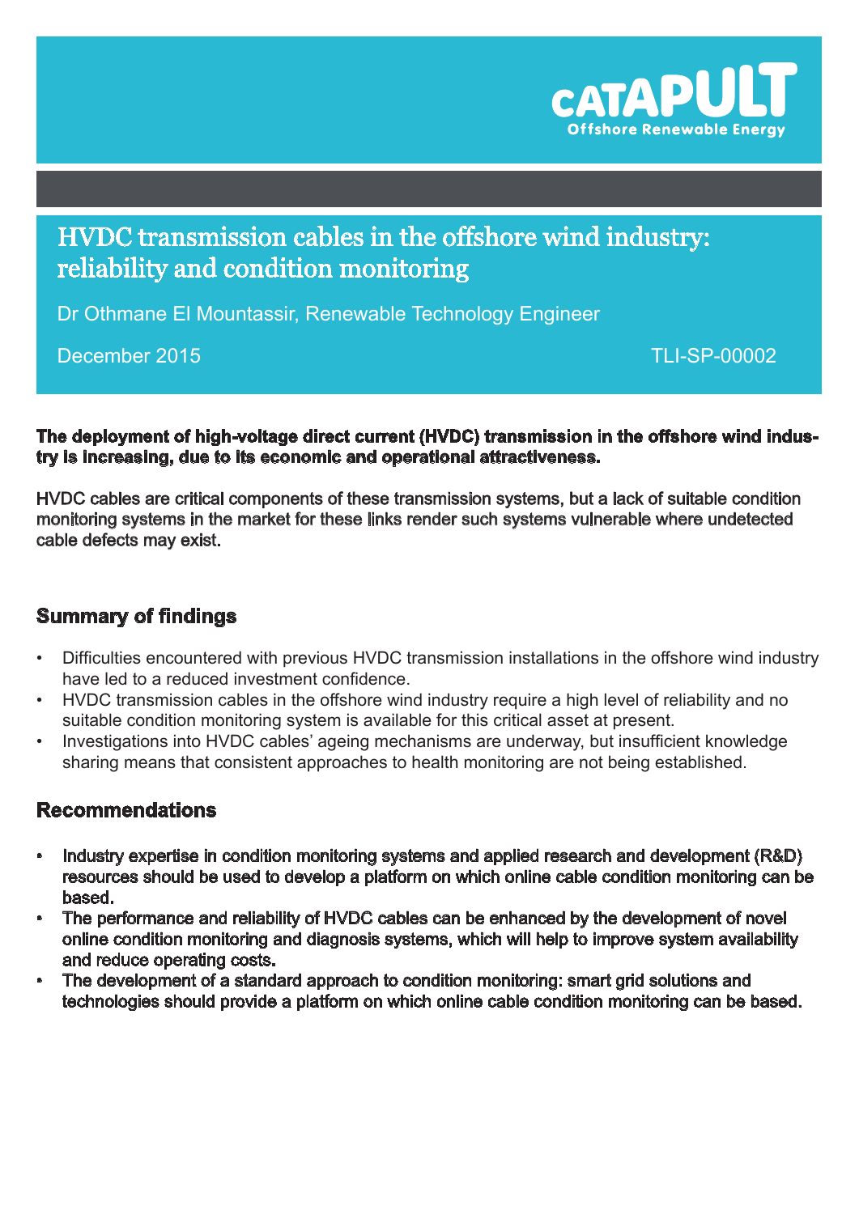# HVDC transmission cables in the offshore wind industry: reliability and condition monitoring

Dr Othmane El Mountassir, Renewable Technology Engineer

December 2015

TLI-SP-00002

**The deployment of high-voltage direct current (HVDC) transmission in the offshore wind industry is increasing, due to its economic and operational attractiveness.**

HVDC cables are critical components of these transmission systems, but a lack of suitable condition monitoring systems in the market for these links render such systems vulnerable where undetected cable defects may exist.

## Summary of findings

- Difficulties encountered with previous HVDC transmission installations in the offshore wind industry have led to a reduced investment confidence.
- HVDC transmission cables in the offshore wind industry require a high level of reliability and no suitable condition monitoring system is available for this critical asset at present.
- Investigations into HVDC cables' ageing mechanisms are underway, but insufficient knowledge sharing means that consistent approaches to health monitoring are not being established.

## Recommendations

- **Industry expertise in condition monitoring systems and applied research and development (R&D) resources should be used to develop a platform on which online cable condition monitoring can be based.**
- **The performance and reliability of HVDC cables can be enhanced by the development of novel online condition monitoring and diagnosis systems, which will help to improve system availability and reduce operating costs.**
- **The development of a standard approach to condition monitoring: smart grid solutions and technologies should provide a platform on which online cable condition monitoring can be based.**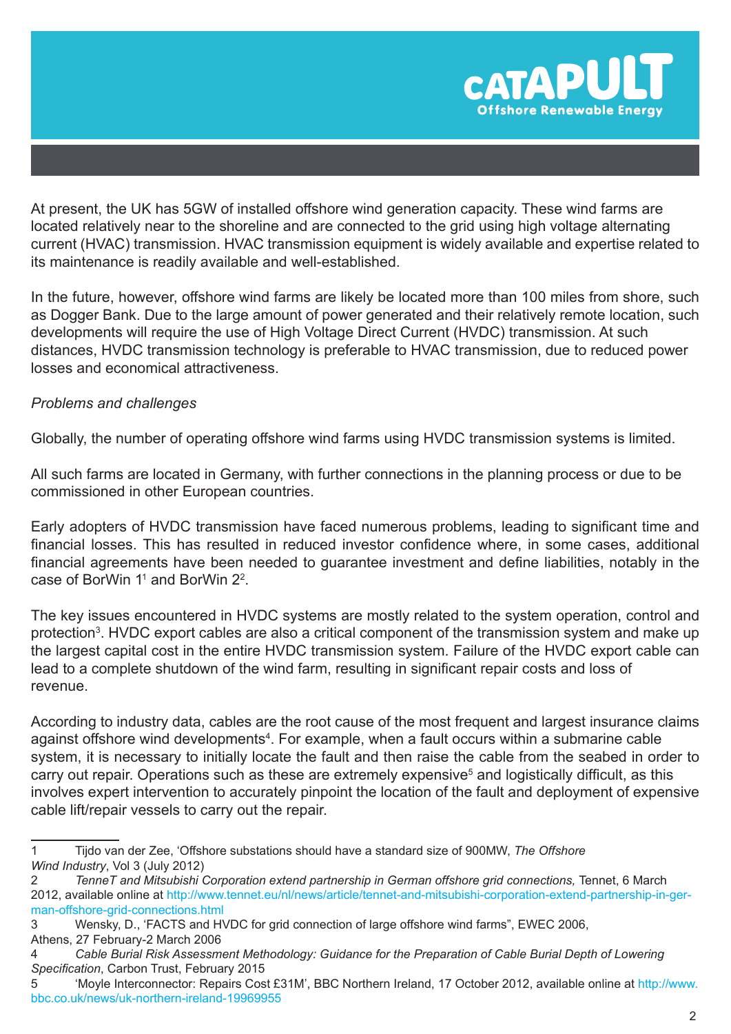At present, the UK has 5GW of installed offshore wind generation capacity. These wind farms are located relatively near to the shoreline and are connected to the grid using high voltage alternating current (HVAC) transmission. HVAC transmission equipment is widely available and expertise related to its maintenance is readily available and well-established.

In the future, however, offshore wind farms are likely be located more than 100 miles from shore, such as Dogger Bank. Due to the large amount of power generated and their relatively remote location, such developments will require the use of High Voltage Direct Current (HVDC) transmission. At such distances, HVDC transmission technology is preferable to HVAC transmission, due to reduced power losses and economical attractiveness.

*Problems and challenges*

Globally, the number of operating offshore wind farms using HVDC transmission systems is limited.

All such farms are located in Germany, with further connections in the planning process or due to be commissioned in other European countries.

Early adopters of HVDC transmission have faced numerous problems, leading to significant time and financial losses. This has resulted in reduced investor confidence where, in some cases, additional financial agreements have been needed to guarantee investment and define liabilities, notably in the case of BorWin 1[1] and BorWin 2[2].

The key issues encountered in HVDC systems are mostly related to the system operation, control and protection[3]. HVDC export cables are also a critical component of the transmission system and make up the largest capital cost in the entire HVDC transmission system. Failure of the HVDC export cable can lead to a complete shutdown of the wind farm, resulting in significant repair costs and loss of revenue.

According to industry data, cables are the root cause of the most frequent and largest insurance claims against offshore wind developments[4]. For example, when a fault occurs within a submarine cable system, it is necessary to initially locate the fault and then raise the cable from the seabed in order to carry out repair. Operations such as these are extremely expensive[5] and logistically difficult, as this involves expert intervention to accurately pinpoint the location of the fault and deployment of expensive cable lift/repair vessels to carry out the repair.

---

1 Tijdo van der Zee, 'Offshore substations should have a standard size of 900MW, *The Offshore Wind Industry*, Vol 3 (July 2012)

2 *TenneT and Mitsubishi Corporation extend partnership in German offshore grid connections,* Tennet, 6 March 2012, available online at http://www.tennet.eu/nl/news/article/tennet-and-mitsubishi-corporation-extend-partnership-in-german-offshore-grid-connections.html

3 Wensky, D., 'FACTS and HVDC for grid connection of large offshore wind farms", EWEC 2006, Athens, 27 February-2 March 2006

4 *Cable Burial Risk Assessment Methodology: Guidance for the Preparation of Cable Burial Depth of Lowering Specification*, Carbon Trust, February 2015

5 'Moyle Interconnector: Repairs Cost £31M', BBC Northern Ireland, 17 October 2012, available online at http://www.bbc.co.uk/news/uk-northern-ireland-19969955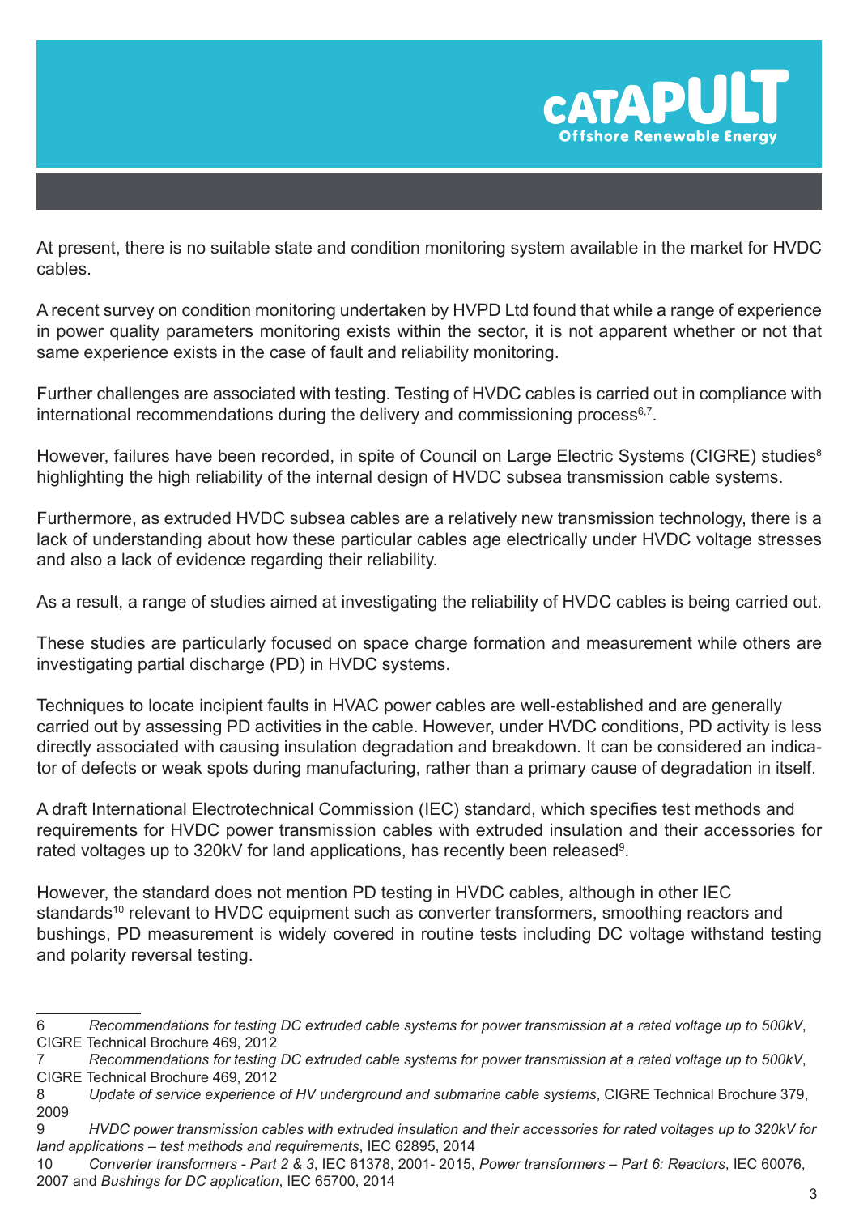At present, there is no suitable state and condition monitoring system available in the market for HVDC cables.

A recent survey on condition monitoring undertaken by HVPD Ltd found that while a range of experience in power quality parameters monitoring exists within the sector, it is not apparent whether or not that same experience exists in the case of fault and reliability monitoring.

Further challenges are associated with testing. Testing of HVDC cables is carried out in compliance with international recommendations during the delivery and commissioning process[6,7].

However, failures have been recorded, in spite of Council on Large Electric Systems (CIGRE) studies[8] highlighting the high reliability of the internal design of HVDC subsea transmission cable systems.

Furthermore, as extruded HVDC subsea cables are a relatively new transmission technology, there is a lack of understanding about how these particular cables age electrically under HVDC voltage stresses and also a lack of evidence regarding their reliability.

As a result, a range of studies aimed at investigating the reliability of HVDC cables is being carried out.

These studies are particularly focused on space charge formation and measurement while others are investigating partial discharge (PD) in HVDC systems.

Techniques to locate incipient faults in HVAC power cables are well-established and are generally carried out by assessing PD activities in the cable. However, under HVDC conditions, PD activity is less directly associated with causing insulation degradation and breakdown. It can be considered an indicator of defects or weak spots during manufacturing, rather than a primary cause of degradation in itself.

A draft International Electrotechnical Commission (IEC) standard, which specifies test methods and requirements for HVDC power transmission cables with extruded insulation and their accessories for rated voltages up to 320kV for land applications, has recently been released[9].

However, the standard does not mention PD testing in HVDC cables, although in other IEC standards[10] relevant to HVDC equipment such as converter transformers, smoothing reactors and bushings, PD measurement is widely covered in routine tests including DC voltage withstand testing and polarity reversal testing.

---

6 *Recommendations for testing DC extruded cable systems for power transmission at a rated voltage up to 500kV*, CIGRE Technical Brochure 469, 2012

7 *Recommendations for testing DC extruded cable systems for power transmission at a rated voltage up to 500kV*, CIGRE Technical Brochure 469, 2012

8 *Update of service experience of HV underground and submarine cable systems*, CIGRE Technical Brochure 379, 2009

9 *HVDC power transmission cables with extruded insulation and their accessories for rated voltages up to 320kV for land applications – test methods and requirements*, IEC 62895, 2014

10 *Converter transformers - Part 2 & 3*, IEC 61378, 2001- 2015, *Power transformers – Part 6: Reactors*, IEC 60076, 2007 and *Bushings for DC application*, IEC 65700, 2014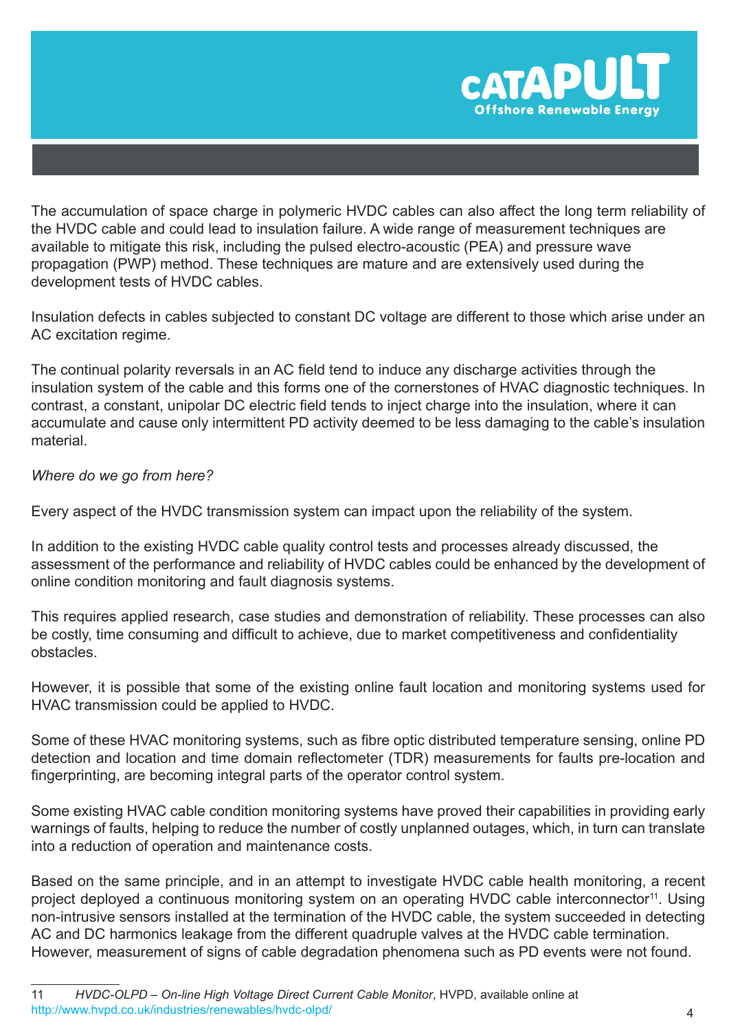The accumulation of space charge in polymeric HVDC cables can also affect the long term reliability of the HVDC cable and could lead to insulation failure. A wide range of measurement techniques are available to mitigate this risk, including the pulsed electro-acoustic (PEA) and pressure wave propagation (PWP) method. These techniques are mature and are extensively used during the development tests of HVDC cables.

Insulation defects in cables subjected to constant DC voltage are different to those which arise under an AC excitation regime.

The continual polarity reversals in an AC field tend to induce any discharge activities through the insulation system of the cable and this forms one of the cornerstones of HVAC diagnostic techniques. In contrast, a constant, unipolar DC electric field tends to inject charge into the insulation, where it can accumulate and cause only intermittent PD activity deemed to be less damaging to the cable's insulation material.

*Where do we go from here?*

Every aspect of the HVDC transmission system can impact upon the reliability of the system.

In addition to the existing HVDC cable quality control tests and processes already discussed, the assessment of the performance and reliability of HVDC cables could be enhanced by the development of online condition monitoring and fault diagnosis systems.

This requires applied research, case studies and demonstration of reliability. These processes can also be costly, time consuming and difficult to achieve, due to market competitiveness and confidentiality obstacles.

However, it is possible that some of the existing online fault location and monitoring systems used for HVAC transmission could be applied to HVDC.

Some of these HVAC monitoring systems, such as fibre optic distributed temperature sensing, online PD detection and location and time domain reflectometer (TDR) measurements for faults pre-location and fingerprinting, are becoming integral parts of the operator control system.

Some existing HVAC cable condition monitoring systems have proved their capabilities in providing early warnings of faults, helping to reduce the number of costly unplanned outages, which, in turn can translate into a reduction of operation and maintenance costs.

Based on the same principle, and in an attempt to investigate HVDC cable health monitoring, a recent project deployed a continuous monitoring system on an operating HVDC cable interconnector[11]. Using non-intrusive sensors installed at the termination of the HVDC cable, the system succeeded in detecting AC and DC harmonics leakage from the different quadruple valves at the HVDC cable termination. However, measurement of signs of cable degradation phenomena such as PD events were not found.

---

11 *HVDC-OLPD – On-line High Voltage Direct Current Cable Monitor*, HVPD, available online at http://www.hvpd.co.uk/industries/renewables/hvdc-olpd/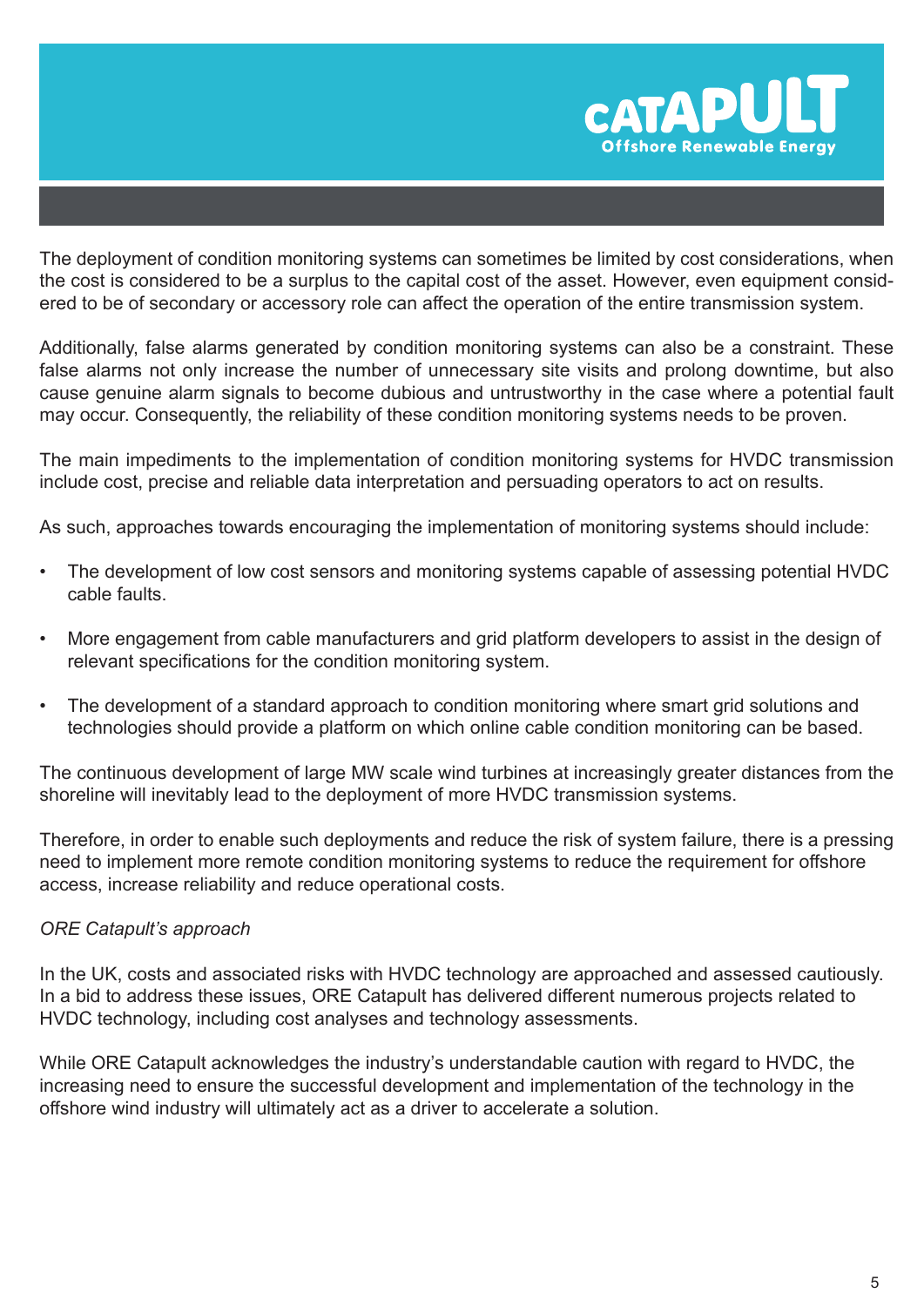The deployment of condition monitoring systems can sometimes be limited by cost considerations, when the cost is considered to be a surplus to the capital cost of the asset. However, even equipment considered to be of secondary or accessory role can affect the operation of the entire transmission system.

Additionally, false alarms generated by condition monitoring systems can also be a constraint. These false alarms not only increase the number of unnecessary site visits and prolong downtime, but also cause genuine alarm signals to become dubious and untrustworthy in the case where a potential fault may occur. Consequently, the reliability of these condition monitoring systems needs to be proven.

The main impediments to the implementation of condition monitoring systems for HVDC transmission include cost, precise and reliable data interpretation and persuading operators to act on results.

As such, approaches towards encouraging the implementation of monitoring systems should include:

- The development of low cost sensors and monitoring systems capable of assessing potential HVDC cable faults.
- More engagement from cable manufacturers and grid platform developers to assist in the design of relevant specifications for the condition monitoring system.
- The development of a standard approach to condition monitoring where smart grid solutions and technologies should provide a platform on which online cable condition monitoring can be based.

The continuous development of large MW scale wind turbines at increasingly greater distances from the shoreline will inevitably lead to the deployment of more HVDC transmission systems.

Therefore, in order to enable such deployments and reduce the risk of system failure, there is a pressing need to implement more remote condition monitoring systems to reduce the requirement for offshore access, increase reliability and reduce operational costs.

*ORE Catapult's approach*

In the UK, costs and associated risks with HVDC technology are approached and assessed cautiously. In a bid to address these issues, ORE Catapult has delivered different numerous projects related to HVDC technology, including cost analyses and technology assessments.

While ORE Catapult acknowledges the industry's understandable caution with regard to HVDC, the increasing need to ensure the successful development and implementation of the technology in the offshore wind industry will ultimately act as a driver to accelerate a solution.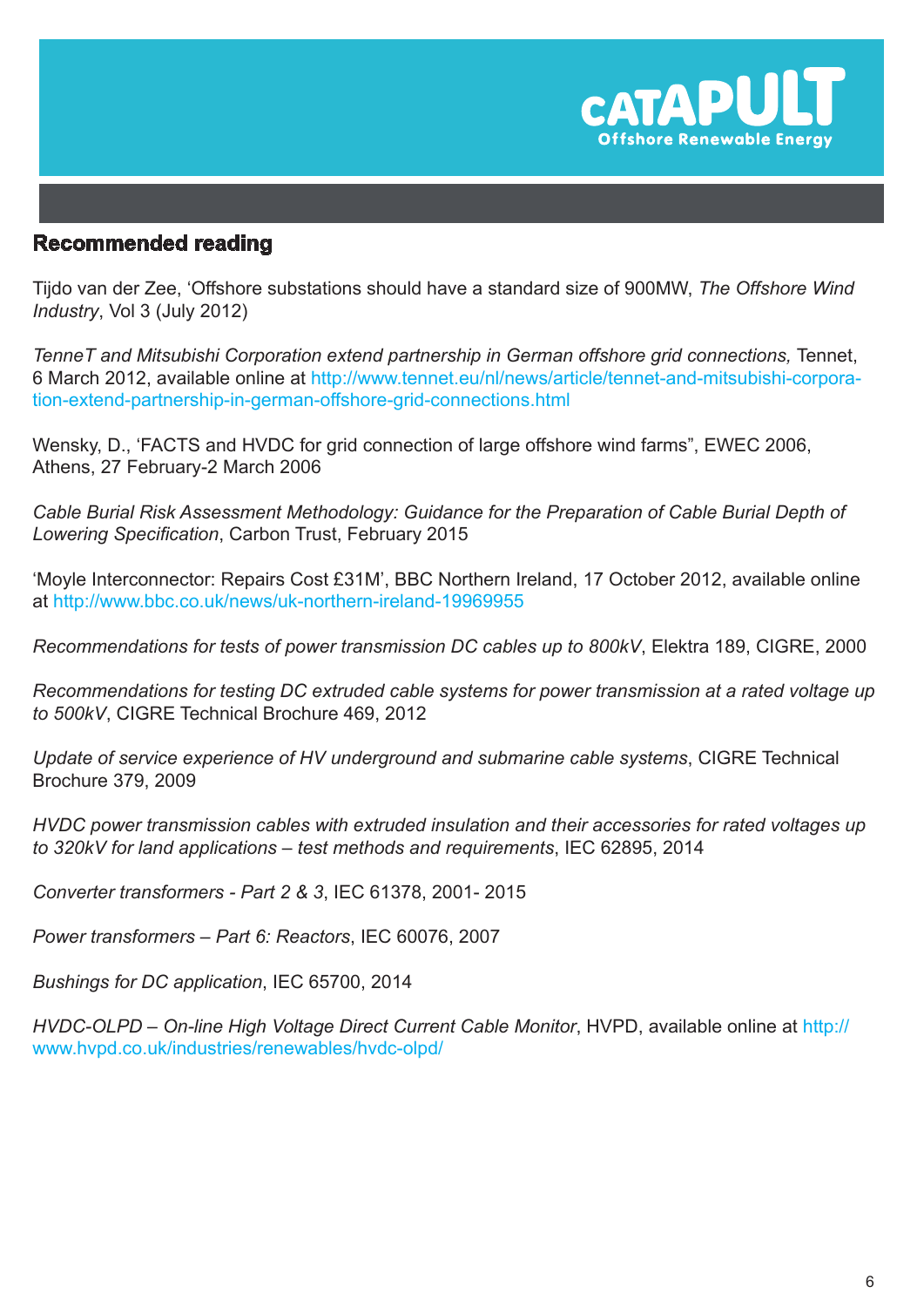## Recommended reading

Tijdo van der Zee, 'Offshore substations should have a standard size of 900MW, *The Offshore Wind Industry*, Vol 3 (July 2012)

*TenneT and Mitsubishi Corporation extend partnership in German offshore grid connections,* Tennet, 6 March 2012, available online at http://www.tennet.eu/nl/news/article/tennet-and-mitsubishi-corporation-extend-partnership-in-german-offshore-grid-connections.html

Wensky, D., 'FACTS and HVDC for grid connection of large offshore wind farms", EWEC 2006, Athens, 27 February-2 March 2006

*Cable Burial Risk Assessment Methodology: Guidance for the Preparation of Cable Burial Depth of Lowering Specification*, Carbon Trust, February 2015

'Moyle Interconnector: Repairs Cost £31M', BBC Northern Ireland, 17 October 2012, available online at http://www.bbc.co.uk/news/uk-northern-ireland-19969955

*Recommendations for tests of power transmission DC cables up to 800kV*, Elektra 189, CIGRE, 2000

*Recommendations for testing DC extruded cable systems for power transmission at a rated voltage up to 500kV*, CIGRE Technical Brochure 469, 2012

*Update of service experience of HV underground and submarine cable systems*, CIGRE Technical Brochure 379, 2009

*HVDC power transmission cables with extruded insulation and their accessories for rated voltages up to 320kV for land applications – test methods and requirements*, IEC 62895, 2014

*Converter transformers - Part 2 & 3*, IEC 61378, 2001- 2015

*Power transformers – Part 6: Reactors*, IEC 60076, 2007

*Bushings for DC application*, IEC 65700, 2014

*HVDC-OLPD – On-line High Voltage Direct Current Cable Monitor*, HVPD, available online at http://www.hvpd.co.uk/industries/renewables/hvdc-olpd/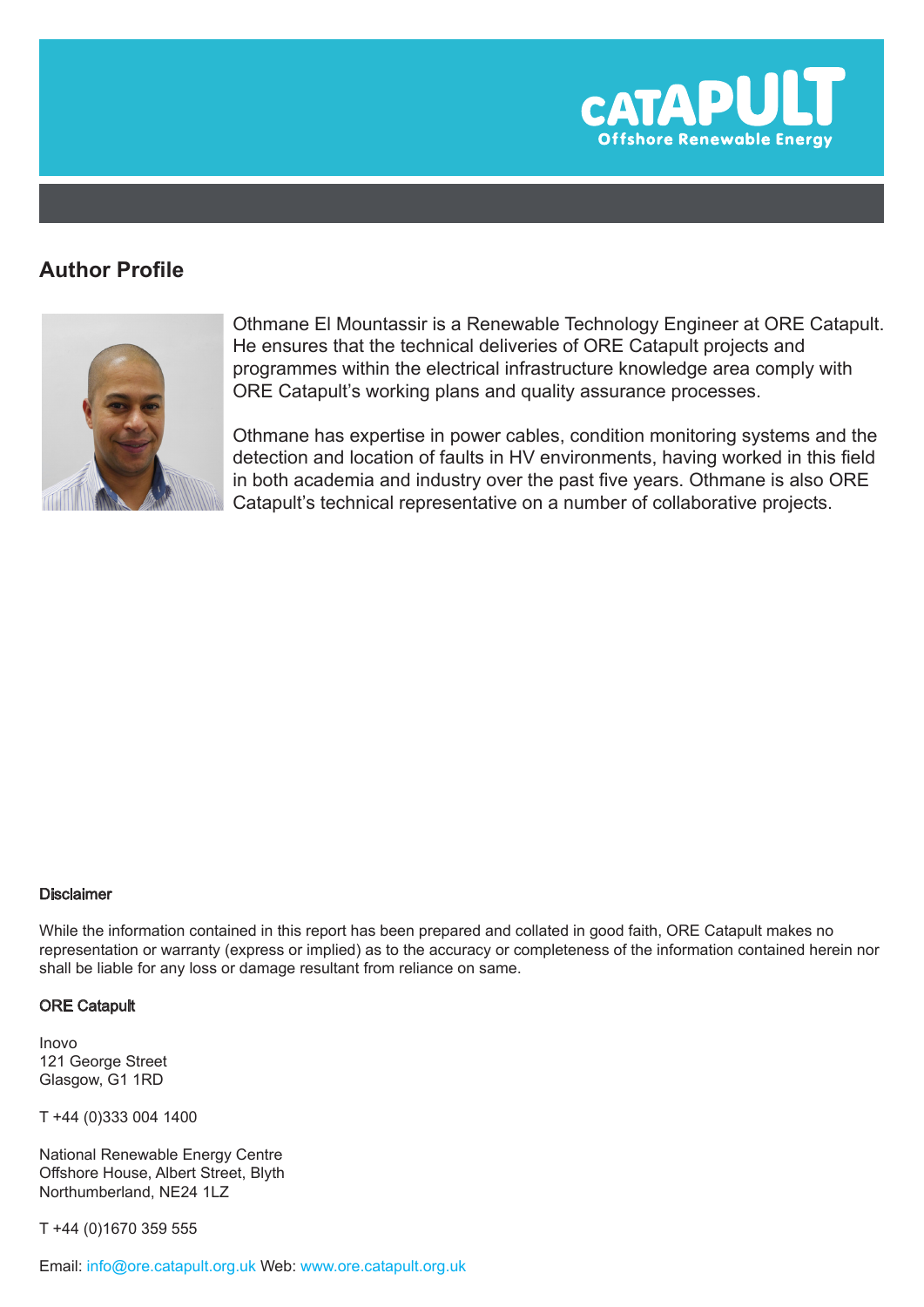## Author Profile

Othmane El Mountassir is a Renewable Technology Engineer at ORE Catapult. He ensures that the technical deliveries of ORE Catapult projects and programmes within the electrical infrastructure knowledge area comply with ORE Catapult's working plans and quality assurance processes.

Othmane has expertise in power cables, condition monitoring systems and the detection and location of faults in HV environments, having worked in this field in both academia and industry over the past five years. Othmane is also ORE Catapult's technical representative on a number of collaborative projects.

**Disclaimer**

While the information contained in this report has been prepared and collated in good faith, ORE Catapult makes no representation or warranty (express or implied) as to the accuracy or completeness of the information contained herein nor shall be liable for any loss or damage resultant from reliance on same.

**ORE Catapult**

Inovo
121 George Street
Glasgow, G1 1RD

T +44 (0)333 004 1400

National Renewable Energy Centre
Offshore House, Albert Street, Blyth
Northumberland, NE24 1LZ

T +44 (0)1670 359 555

Email: info@ore.catapult.org.uk Web: www.ore.catapult.org.uk